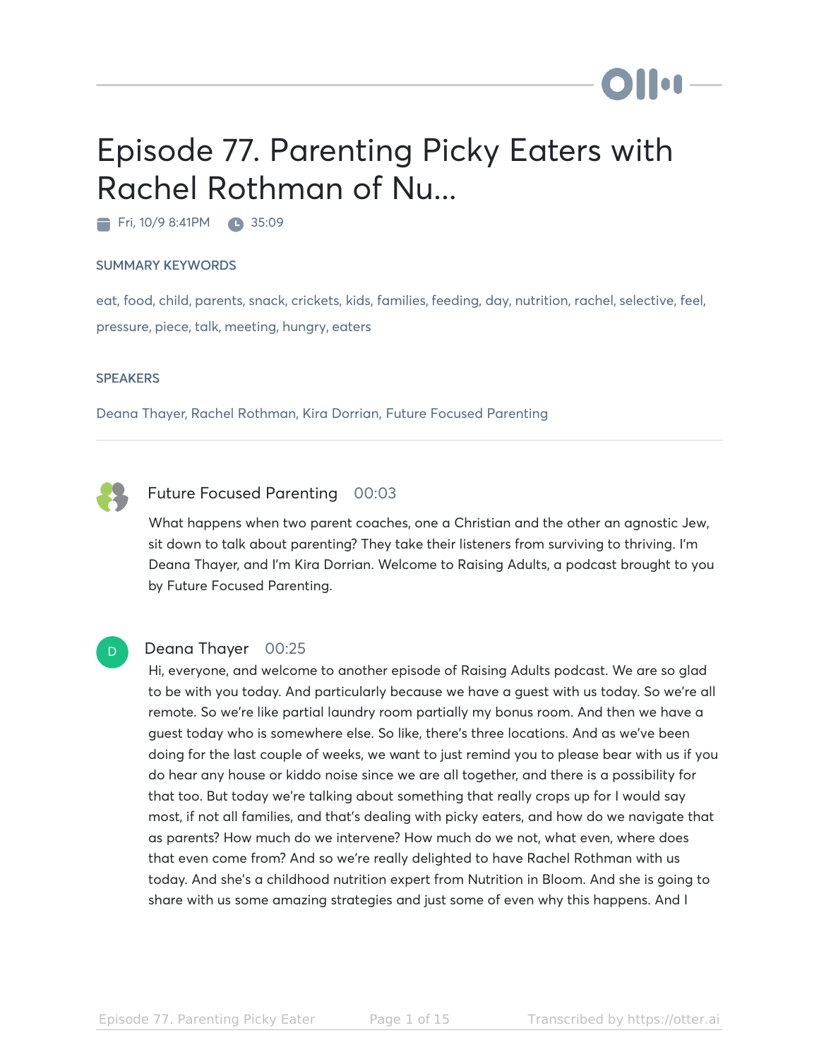# Episode 77. Parenting Picky Eaters with Rachel Rothman of Nu...

Fri, 10/9 8:41PM · 35:09

### SUMMARY KEYWORDS

eat, food, child, parents, snack, crickets, kids, families, feeding, day, nutrition, rachel, selective, feel, pressure, piece, talk, meeting, hungry, eaters

### SPEAKERS

Deana Thayer, Rachel Rothman, Kira Dorrian, Future Focused Parenting

---

**Future Focused Parenting** 00:03

What happens when two parent coaches, one a Christian and the other an agnostic Jew, sit down to talk about parenting? They take their listeners from surviving to thriving. I'm Deana Thayer, and I'm Kira Dorrian. Welcome to Raising Adults, a podcast brought to you by Future Focused Parenting.

**Deana Thayer** 00:25

Hi, everyone, and welcome to another episode of Raising Adults podcast. We are so glad to be with you today. And particularly because we have a guest with us today. So we're all remote. So we're like partial laundry room partially my bonus room. And then we have a guest today who is somewhere else. So like, there's three locations. And as we've been doing for the last couple of weeks, we want to just remind you to please bear with us if you do hear any house or kiddo noise since we are all together, and there is a possibility for that too. But today we're talking about something that really crops up for I would say most, if not all families, and that's dealing with picky eaters, and how do we navigate that as parents? How much do we intervene? How much do we not, what even, where does that even come from? And so we're really delighted to have Rachel Rothman with us today. And she's a childhood nutrition expert from Nutrition in Bloom. And she is going to share with us some amazing strategies and just some of even why this happens. And I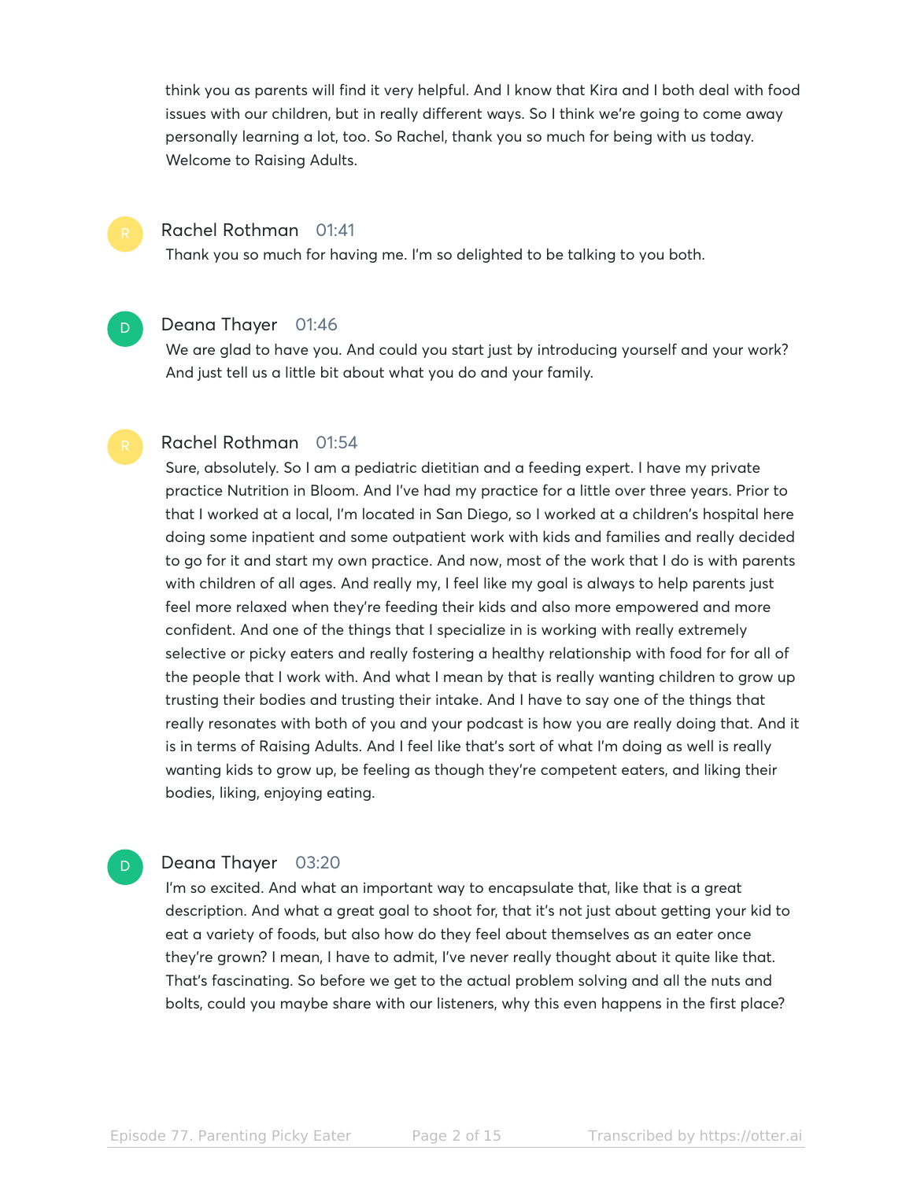think you as parents will find it very helpful. And I know that Kira and I both deal with food issues with our children, but in really different ways. So I think we're going to come away personally learning a lot, too. So Rachel, thank you so much for being with us today. Welcome to Raising Adults.

**Rachel Rothman** 01:41

Thank you so much for having me. I'm so delighted to be talking to you both.

**Deana Thayer** 01:46

We are glad to have you. And could you start just by introducing yourself and your work? And just tell us a little bit about what you do and your family.

**Rachel Rothman** 01:54

Sure, absolutely. So I am a pediatric dietitian and a feeding expert. I have my private practice Nutrition in Bloom. And I've had my practice for a little over three years. Prior to that I worked at a local, I'm located in San Diego, so I worked at a children's hospital here doing some inpatient and some outpatient work with kids and families and really decided to go for it and start my own practice. And now, most of the work that I do is with parents with children of all ages. And really my, I feel like my goal is always to help parents just feel more relaxed when they're feeding their kids and also more empowered and more confident. And one of the things that I specialize in is working with really extremely selective or picky eaters and really fostering a healthy relationship with food for for all of the people that I work with. And what I mean by that is really wanting children to grow up trusting their bodies and trusting their intake. And I have to say one of the things that really resonates with both of you and your podcast is how you are really doing that. And it is in terms of Raising Adults. And I feel like that's sort of what I'm doing as well is really wanting kids to grow up, be feeling as though they're competent eaters, and liking their bodies, liking, enjoying eating.

**Deana Thayer** 03:20

I'm so excited. And what an important way to encapsulate that, like that is a great description. And what a great goal to shoot for, that it's not just about getting your kid to eat a variety of foods, but also how do they feel about themselves as an eater once they're grown? I mean, I have to admit, I've never really thought about it quite like that. That's fascinating. So before we get to the actual problem solving and all the nuts and bolts, could you maybe share with our listeners, why this even happens in the first place?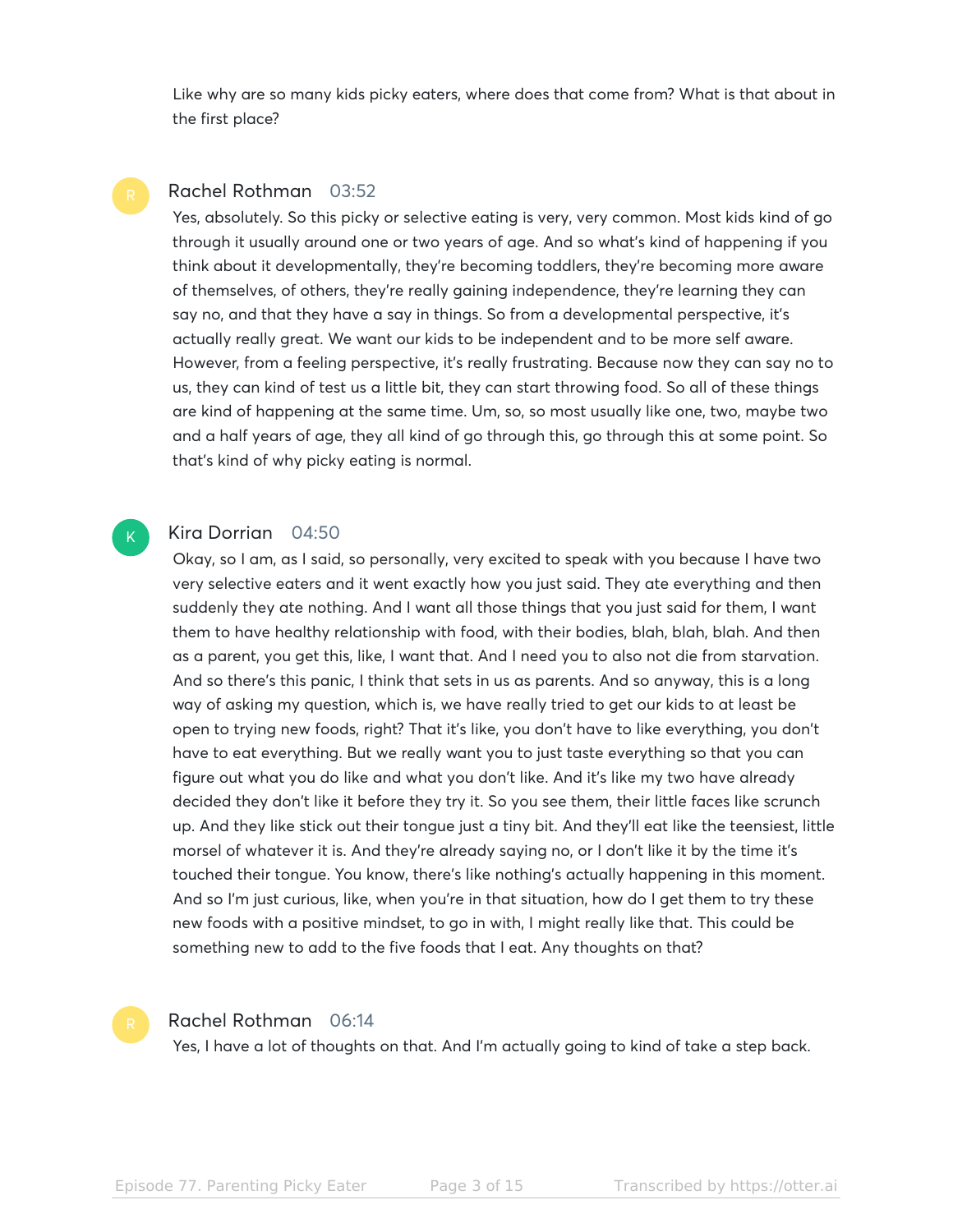Like why are so many kids picky eaters, where does that come from? What is that about in the first place?

**Rachel Rothman** 03:52

Yes, absolutely. So this picky or selective eating is very, very common. Most kids kind of go through it usually around one or two years of age. And so what's kind of happening if you think about it developmentally, they're becoming toddlers, they're becoming more aware of themselves, of others, they're really gaining independence, they're learning they can say no, and that they have a say in things. So from a developmental perspective, it's actually really great. We want our kids to be independent and to be more self aware. However, from a feeling perspective, it's really frustrating. Because now they can say no to us, they can kind of test us a little bit, they can start throwing food. So all of these things are kind of happening at the same time. Um, so, so most usually like one, two, maybe two and a half years of age, they all kind of go through this, go through this at some point. So that's kind of why picky eating is normal.

**Kira Dorrian** 04:50

Okay, so I am, as I said, so personally, very excited to speak with you because I have two very selective eaters and it went exactly how you just said. They ate everything and then suddenly they ate nothing. And I want all those things that you just said for them, I want them to have healthy relationship with food, with their bodies, blah, blah, blah. And then as a parent, you get this, like, I want that. And I need you to also not die from starvation. And so there's this panic, I think that sets in us as parents. And so anyway, this is a long way of asking my question, which is, we have really tried to get our kids to at least be open to trying new foods, right? That it's like, you don't have to like everything, you don't have to eat everything. But we really want you to just taste everything so that you can figure out what you do like and what you don't like. And it's like my two have already decided they don't like it before they try it. So you see them, their little faces like scrunch up. And they like stick out their tongue just a tiny bit. And they'll eat like the teensiest, little morsel of whatever it is. And they're already saying no, or I don't like it by the time it's touched their tongue. You know, there's like nothing's actually happening in this moment. And so I'm just curious, like, when you're in that situation, how do I get them to try these new foods with a positive mindset, to go in with, I might really like that. This could be something new to add to the five foods that I eat. Any thoughts on that?

**Rachel Rothman** 06:14

Yes, I have a lot of thoughts on that. And I'm actually going to kind of take a step back.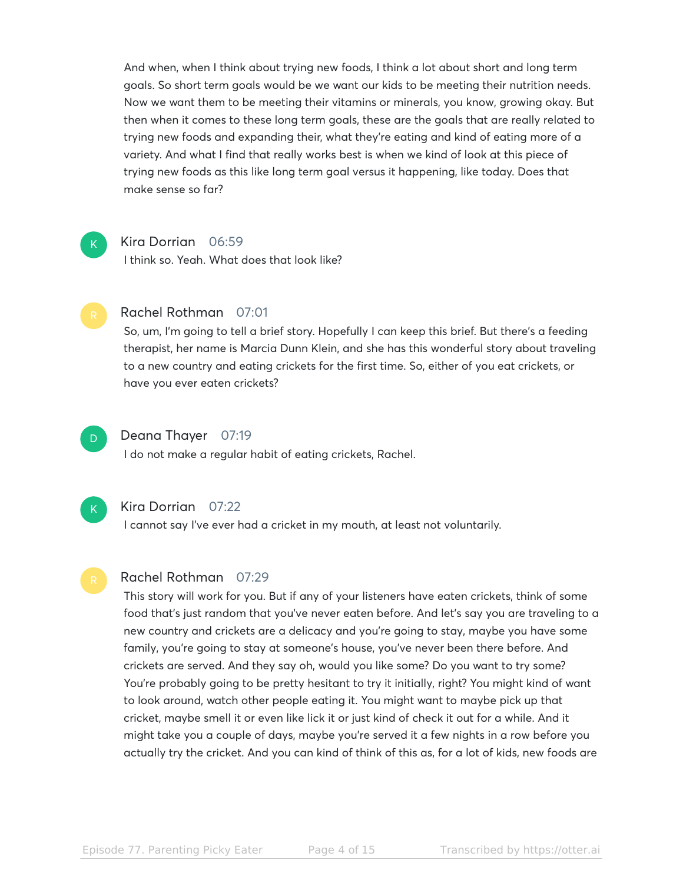And when, when I think about trying new foods, I think a lot about short and long term goals. So short term goals would be we want our kids to be meeting their nutrition needs. Now we want them to be meeting their vitamins or minerals, you know, growing okay. But then when it comes to these long term goals, these are the goals that are really related to trying new foods and expanding their, what they're eating and kind of eating more of a variety. And what I find that really works best is when we kind of look at this piece of trying new foods as this like long term goal versus it happening, like today. Does that make sense so far?

**Kira Dorrian** 06:59

I think so. Yeah. What does that look like?

**Rachel Rothman** 07:01

So, um, I'm going to tell a brief story. Hopefully I can keep this brief. But there's a feeding therapist, her name is Marcia Dunn Klein, and she has this wonderful story about traveling to a new country and eating crickets for the first time. So, either of you eat crickets, or have you ever eaten crickets?

**Deana Thayer** 07:19

I do not make a regular habit of eating crickets, Rachel.

**Kira Dorrian** 07:22

I cannot say I've ever had a cricket in my mouth, at least not voluntarily.

**Rachel Rothman** 07:29

This story will work for you. But if any of your listeners have eaten crickets, think of some food that's just random that you've never eaten before. And let's say you are traveling to a new country and crickets are a delicacy and you're going to stay, maybe you have some family, you're going to stay at someone's house, you've never been there before. And crickets are served. And they say oh, would you like some? Do you want to try some? You're probably going to be pretty hesitant to try it initially, right? You might kind of want to look around, watch other people eating it. You might want to maybe pick up that cricket, maybe smell it or even like lick it or just kind of check it out for a while. And it might take you a couple of days, maybe you're served it a few nights in a row before you actually try the cricket. And you can kind of think of this as, for a lot of kids, new foods are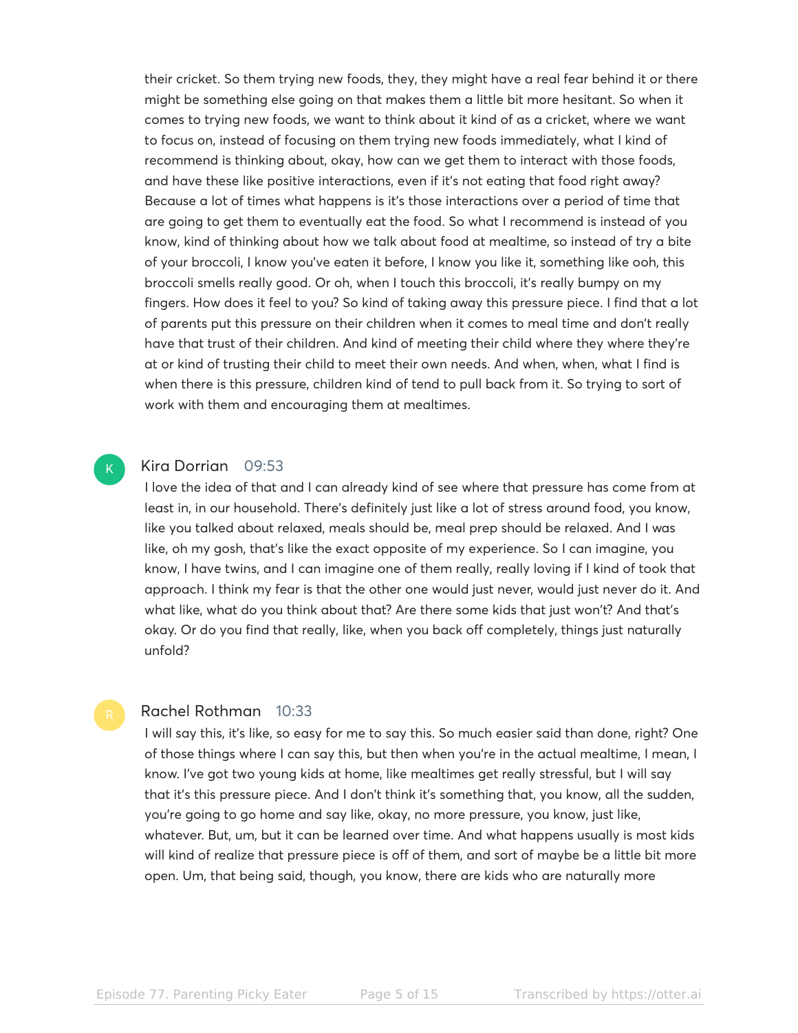their cricket. So them trying new foods, they, they might have a real fear behind it or there might be something else going on that makes them a little bit more hesitant. So when it comes to trying new foods, we want to think about it kind of as a cricket, where we want to focus on, instead of focusing on them trying new foods immediately, what I kind of recommend is thinking about, okay, how can we get them to interact with those foods, and have these like positive interactions, even if it's not eating that food right away? Because a lot of times what happens is it's those interactions over a period of time that are going to get them to eventually eat the food. So what I recommend is instead of you know, kind of thinking about how we talk about food at mealtime, so instead of try a bite of your broccoli, I know you've eaten it before, I know you like it, something like ooh, this broccoli smells really good. Or oh, when I touch this broccoli, it's really bumpy on my fingers. How does it feel to you? So kind of taking away this pressure piece. I find that a lot of parents put this pressure on their children when it comes to meal time and don't really have that trust of their children. And kind of meeting their child where they where they're at or kind of trusting their child to meet their own needs. And when, when, what I find is when there is this pressure, children kind of tend to pull back from it. So trying to sort of work with them and encouraging them at mealtimes.

**Kira Dorrian** 09:53

I love the idea of that and I can already kind of see where that pressure has come from at least in, in our household. There's definitely just like a lot of stress around food, you know, like you talked about relaxed, meals should be, meal prep should be relaxed. And I was like, oh my gosh, that's like the exact opposite of my experience. So I can imagine, you know, I have twins, and I can imagine one of them really, really loving if I kind of took that approach. I think my fear is that the other one would just never, would just never do it. And what like, what do you think about that? Are there some kids that just won't? And that's okay. Or do you find that really, like, when you back off completely, things just naturally unfold?

**Rachel Rothman** 10:33

I will say this, it's like, so easy for me to say this. So much easier said than done, right? One of those things where I can say this, but then when you're in the actual mealtime, I mean, I know. I've got two young kids at home, like mealtimes get really stressful, but I will say that it's this pressure piece. And I don't think it's something that, you know, all the sudden, you're going to go home and say like, okay, no more pressure, you know, just like, whatever. But, um, but it can be learned over time. And what happens usually is most kids will kind of realize that pressure piece is off of them, and sort of maybe be a little bit more open. Um, that being said, though, you know, there are kids who are naturally more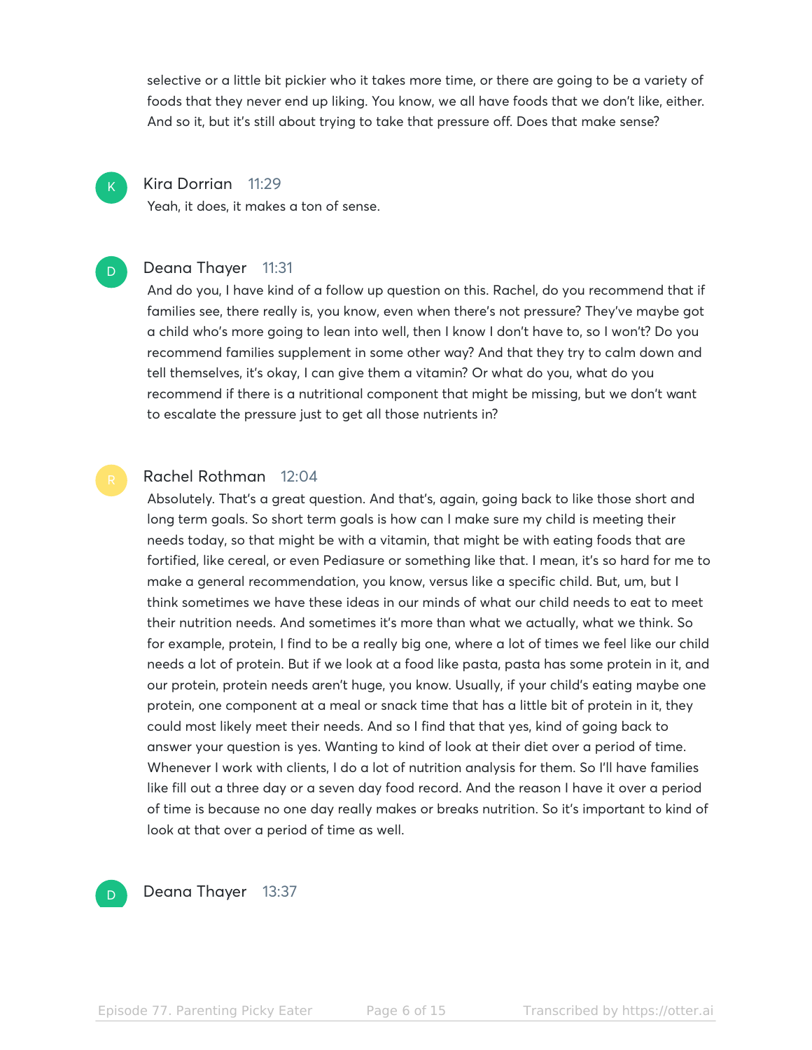selective or a little bit pickier who it takes more time, or there are going to be a variety of foods that they never end up liking. You know, we all have foods that we don't like, either. And so it, but it's still about trying to take that pressure off. Does that make sense?

**Kira Dorrian** 11:29

Yeah, it does, it makes a ton of sense.

**Deana Thayer** 11:31

And do you, I have kind of a follow up question on this. Rachel, do you recommend that if families see, there really is, you know, even when there's not pressure? They've maybe got a child who's more going to lean into well, then I know I don't have to, so I won't? Do you recommend families supplement in some other way? And that they try to calm down and tell themselves, it's okay, I can give them a vitamin? Or what do you, what do you recommend if there is a nutritional component that might be missing, but we don't want to escalate the pressure just to get all those nutrients in?

**Rachel Rothman** 12:04

Absolutely. That's a great question. And that's, again, going back to like those short and long term goals. So short term goals is how can I make sure my child is meeting their needs today, so that might be with a vitamin, that might be with eating foods that are fortified, like cereal, or even Pediasure or something like that. I mean, it's so hard for me to make a general recommendation, you know, versus like a specific child. But, um, but I think sometimes we have these ideas in our minds of what our child needs to eat to meet their nutrition needs. And sometimes it's more than what we actually, what we think. So for example, protein, I find to be a really big one, where a lot of times we feel like our child needs a lot of protein. But if we look at a food like pasta, pasta has some protein in it, and our protein, protein needs aren't huge, you know. Usually, if your child's eating maybe one protein, one component at a meal or snack time that has a little bit of protein in it, they could most likely meet their needs. And so I find that that yes, kind of going back to answer your question is yes. Wanting to kind of look at their diet over a period of time. Whenever I work with clients, I do a lot of nutrition analysis for them. So I'll have families like fill out a three day or a seven day food record. And the reason I have it over a period of time is because no one day really makes or breaks nutrition. So it's important to kind of look at that over a period of time as well.

**Deana Thayer** 13:37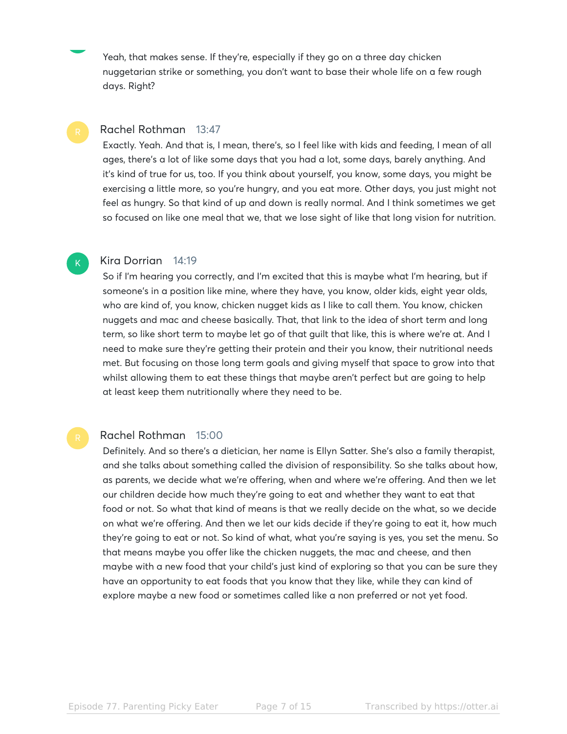Yeah, that makes sense. If they're, especially if they go on a three day chicken nuggetarian strike or something, you don't want to base their whole life on a few rough days. Right?

**Rachel Rothman** 13:47

Exactly. Yeah. And that is, I mean, there's, so I feel like with kids and feeding, I mean of all ages, there's a lot of like some days that you had a lot, some days, barely anything. And it's kind of true for us, too. If you think about yourself, you know, some days, you might be exercising a little more, so you're hungry, and you eat more. Other days, you just might not feel as hungry. So that kind of up and down is really normal. And I think sometimes we get so focused on like one meal that we, that we lose sight of like that long vision for nutrition.

**Kira Dorrian** 14:19

So if I'm hearing you correctly, and I'm excited that this is maybe what I'm hearing, but if someone's in a position like mine, where they have, you know, older kids, eight year olds, who are kind of, you know, chicken nugget kids as I like to call them. You know, chicken nuggets and mac and cheese basically. That, that link to the idea of short term and long term, so like short term to maybe let go of that guilt that like, this is where we're at. And I need to make sure they're getting their protein and their you know, their nutritional needs met. But focusing on those long term goals and giving myself that space to grow into that whilst allowing them to eat these things that maybe aren't perfect but are going to help at least keep them nutritionally where they need to be.

**Rachel Rothman** 15:00

Definitely. And so there's a dietician, her name is Ellyn Satter. She's also a family therapist, and she talks about something called the division of responsibility. So she talks about how, as parents, we decide what we're offering, when and where we're offering. And then we let our children decide how much they're going to eat and whether they want to eat that food or not. So what that kind of means is that we really decide on the what, so we decide on what we're offering. And then we let our kids decide if they're going to eat it, how much they're going to eat or not. So kind of what, what you're saying is yes, you set the menu. So that means maybe you offer like the chicken nuggets, the mac and cheese, and then maybe with a new food that your child's just kind of exploring so that you can be sure they have an opportunity to eat foods that you know that they like, while they can kind of explore maybe a new food or sometimes called like a non preferred or not yet food.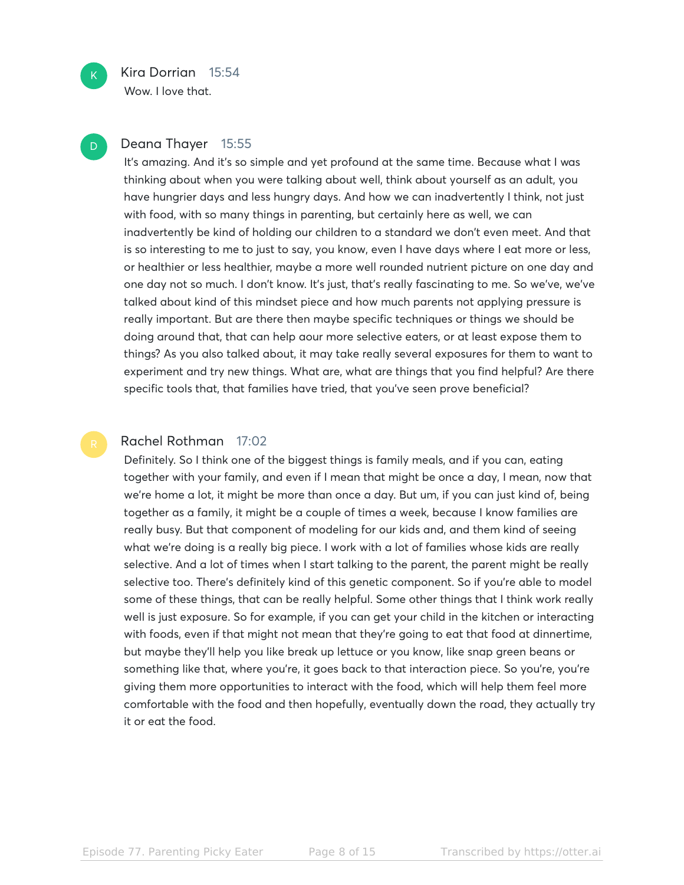**Kira Dorrian** 15:54
Wow. I love that.

**Deana Thayer** 15:55
It's amazing. And it's so simple and yet profound at the same time. Because what I was thinking about when you were talking about well, think about yourself as an adult, you have hungrier days and less hungry days. And how we can inadvertently I think, not just with food, with so many things in parenting, but certainly here as well, we can inadvertently be kind of holding our children to a standard we don't even meet. And that is so interesting to me to just to say, you know, even I have days where I eat more or less, or healthier or less healthier, maybe a more well rounded nutrient picture on one day and one day not so much. I don't know. It's just, that's really fascinating to me. So we've, we've talked about kind of this mindset piece and how much parents not applying pressure is really important. But are there then maybe specific techniques or things we should be doing around that, that can help aour more selective eaters, or at least expose them to things? As you also talked about, it may take really several exposures for them to want to experiment and try new things. What are, what are things that you find helpful? Are there specific tools that, that families have tried, that you've seen prove beneficial?

**Rachel Rothman** 17:02
Definitely. So I think one of the biggest things is family meals, and if you can, eating together with your family, and even if I mean that might be once a day, I mean, now that we're home a lot, it might be more than once a day. But um, if you can just kind of, being together as a family, it might be a couple of times a week, because I know families are really busy. But that component of modeling for our kids and, and them kind of seeing what we're doing is a really big piece. I work with a lot of families whose kids are really selective. And a lot of times when I start talking to the parent, the parent might be really selective too. There's definitely kind of this genetic component. So if you're able to model some of these things, that can be really helpful. Some other things that I think work really well is just exposure. So for example, if you can get your child in the kitchen or interacting with foods, even if that might not mean that they're going to eat that food at dinnertime, but maybe they'll help you like break up lettuce or you know, like snap green beans or something like that, where you're, it goes back to that interaction piece. So you're, you're giving them more opportunities to interact with the food, which will help them feel more comfortable with the food and then hopefully, eventually down the road, they actually try it or eat the food.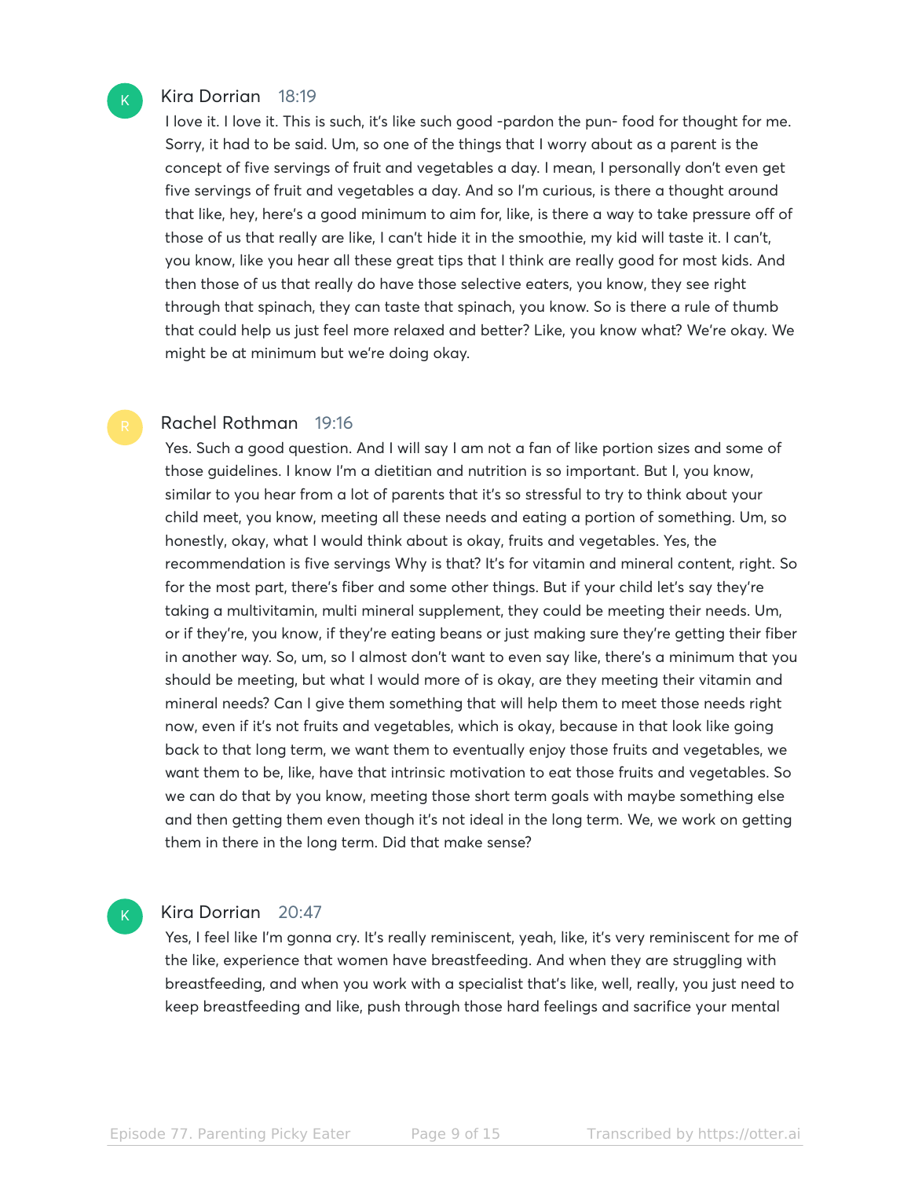**Kira Dorrian** 18:19

I love it. I love it. This is such, it's like such good -pardon the pun- food for thought for me. Sorry, it had to be said. Um, so one of the things that I worry about as a parent is the concept of five servings of fruit and vegetables a day. I mean, I personally don't even get five servings of fruit and vegetables a day. And so I'm curious, is there a thought around that like, hey, here's a good minimum to aim for, like, is there a way to take pressure off of those of us that really are like, I can't hide it in the smoothie, my kid will taste it. I can't, you know, like you hear all these great tips that I think are really good for most kids. And then those of us that really do have those selective eaters, you know, they see right through that spinach, they can taste that spinach, you know. So is there a rule of thumb that could help us just feel more relaxed and better? Like, you know what? We're okay. We might be at minimum but we're doing okay.

**Rachel Rothman** 19:16

Yes. Such a good question. And I will say I am not a fan of like portion sizes and some of those guidelines. I know I'm a dietitian and nutrition is so important. But I, you know, similar to you hear from a lot of parents that it's so stressful to try to think about your child meet, you know, meeting all these needs and eating a portion of something. Um, so honestly, okay, what I would think about is okay, fruits and vegetables. Yes, the recommendation is five servings Why is that? It's for vitamin and mineral content, right. So for the most part, there's fiber and some other things. But if your child let's say they're taking a multivitamin, multi mineral supplement, they could be meeting their needs. Um, or if they're, you know, if they're eating beans or just making sure they're getting their fiber in another way. So, um, so I almost don't want to even say like, there's a minimum that you should be meeting, but what I would more of is okay, are they meeting their vitamin and mineral needs? Can I give them something that will help them to meet those needs right now, even if it's not fruits and vegetables, which is okay, because in that look like going back to that long term, we want them to eventually enjoy those fruits and vegetables, we want them to be, like, have that intrinsic motivation to eat those fruits and vegetables. So we can do that by you know, meeting those short term goals with maybe something else and then getting them even though it's not ideal in the long term. We, we work on getting them in there in the long term. Did that make sense?

**Kira Dorrian** 20:47

Yes, I feel like I'm gonna cry. It's really reminiscent, yeah, like, it's very reminiscent for me of the like, experience that women have breastfeeding. And when they are struggling with breastfeeding, and when you work with a specialist that's like, well, really, you just need to keep breastfeeding and like, push through those hard feelings and sacrifice your mental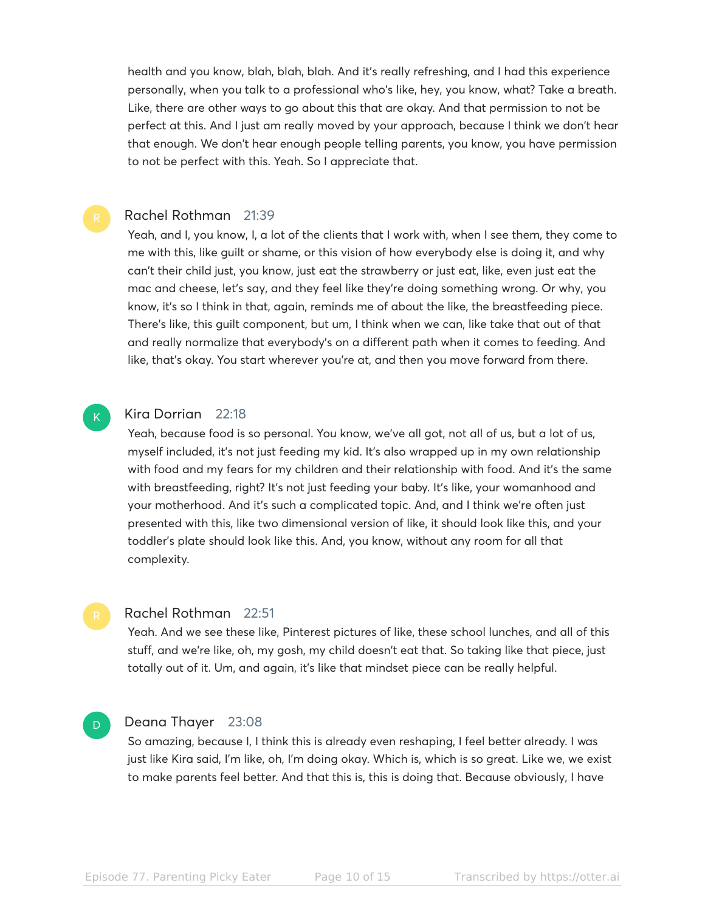health and you know, blah, blah, blah. And it's really refreshing, and I had this experience personally, when you talk to a professional who's like, hey, you know, what? Take a breath. Like, there are other ways to go about this that are okay. And that permission to not be perfect at this. And I just am really moved by your approach, because I think we don't hear that enough. We don't hear enough people telling parents, you know, you have permission to not be perfect with this. Yeah. So I appreciate that.

**Rachel Rothman** 21:39

Yeah, and I, you know, I, a lot of the clients that I work with, when I see them, they come to me with this, like guilt or shame, or this vision of how everybody else is doing it, and why can't their child just, you know, just eat the strawberry or just eat, like, even just eat the mac and cheese, let's say, and they feel like they're doing something wrong. Or why, you know, it's so I think in that, again, reminds me of about the like, the breastfeeding piece. There's like, this guilt component, but um, I think when we can, like take that out of that and really normalize that everybody's on a different path when it comes to feeding. And like, that's okay. You start wherever you're at, and then you move forward from there.

**Kira Dorrian** 22:18

Yeah, because food is so personal. You know, we've all got, not all of us, but a lot of us, myself included, it's not just feeding my kid. It's also wrapped up in my own relationship with food and my fears for my children and their relationship with food. And it's the same with breastfeeding, right? It's not just feeding your baby. It's like, your womanhood and your motherhood. And it's such a complicated topic. And, and I think we're often just presented with this, like two dimensional version of like, it should look like this, and your toddler's plate should look like this. And, you know, without any room for all that complexity.

**Rachel Rothman** 22:51

Yeah. And we see these like, Pinterest pictures of like, these school lunches, and all of this stuff, and we're like, oh, my gosh, my child doesn't eat that. So taking like that piece, just totally out of it. Um, and again, it's like that mindset piece can be really helpful.

**Deana Thayer** 23:08

So amazing, because I, I think this is already even reshaping, I feel better already. I was just like Kira said, I'm like, oh, I'm doing okay. Which is, which is so great. Like we, we exist to make parents feel better. And that this is, this is doing that. Because obviously, I have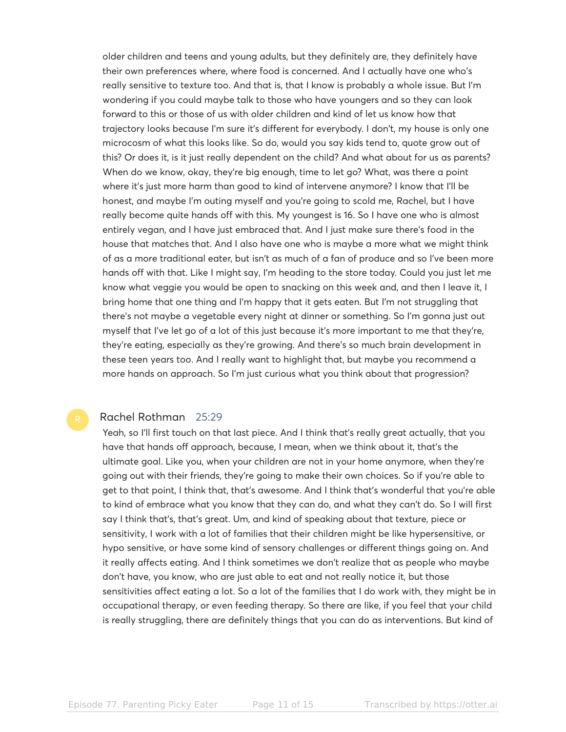older children and teens and young adults, but they definitely are, they definitely have their own preferences where, where food is concerned. And I actually have one who's really sensitive to texture too. And that is, that I know is probably a whole issue. But I'm wondering if you could maybe talk to those who have youngers and so they can look forward to this or those of us with older children and kind of let us know how that trajectory looks because I'm sure it's different for everybody. I don't, my house is only one microcosm of what this looks like. So do, would you say kids tend to, quote grow out of this? Or does it, is it just really dependent on the child? And what about for us as parents? When do we know, okay, they're big enough, time to let go? What, was there a point where it's just more harm than good to kind of intervene anymore? I know that I'll be honest, and maybe I'm outing myself and you're going to scold me, Rachel, but I have really become quite hands off with this. My youngest is 16. So I have one who is almost entirely vegan, and I have just embraced that. And I just make sure there's food in the house that matches that. And I also have one who is maybe a more what we might think of as a more traditional eater, but isn't as much of a fan of produce and so I've been more hands off with that. Like I might say, I'm heading to the store today. Could you just let me know what veggie you would be open to snacking on this week and, and then I leave it, I bring home that one thing and I'm happy that it gets eaten. But I'm not struggling that there's not maybe a vegetable every night at dinner or something. So I'm gonna just out myself that I've let go of a lot of this just because it's more important to me that they're, they're eating, especially as they're growing. And there's so much brain development in these teen years too. And I really want to highlight that, but maybe you recommend a more hands on approach. So I'm just curious what you think about that progression?

**Rachel Rothman** 25:29

Yeah, so I'll first touch on that last piece. And I think that's really great actually, that you have that hands off approach, because, I mean, when we think about it, that's the ultimate goal. Like you, when your children are not in your home anymore, when they're going out with their friends, they're going to make their own choices. So if you're able to get to that point, I think that, that's awesome. And I think that's wonderful that you're able to kind of embrace what you know that they can do, and what they can't do. So I will first say I think that's, that's great. Um, and kind of speaking about that texture, piece or sensitivity, I work with a lot of families that their children might be like hypersensitive, or hypo sensitive, or have some kind of sensory challenges or different things going on. And it really affects eating. And I think sometimes we don't realize that as people who maybe don't have, you know, who are just able to eat and not really notice it, but those sensitivities affect eating a lot. So a lot of the families that I do work with, they might be in occupational therapy, or even feeding therapy. So there are like, if you feel that your child is really struggling, there are definitely things that you can do as interventions. But kind of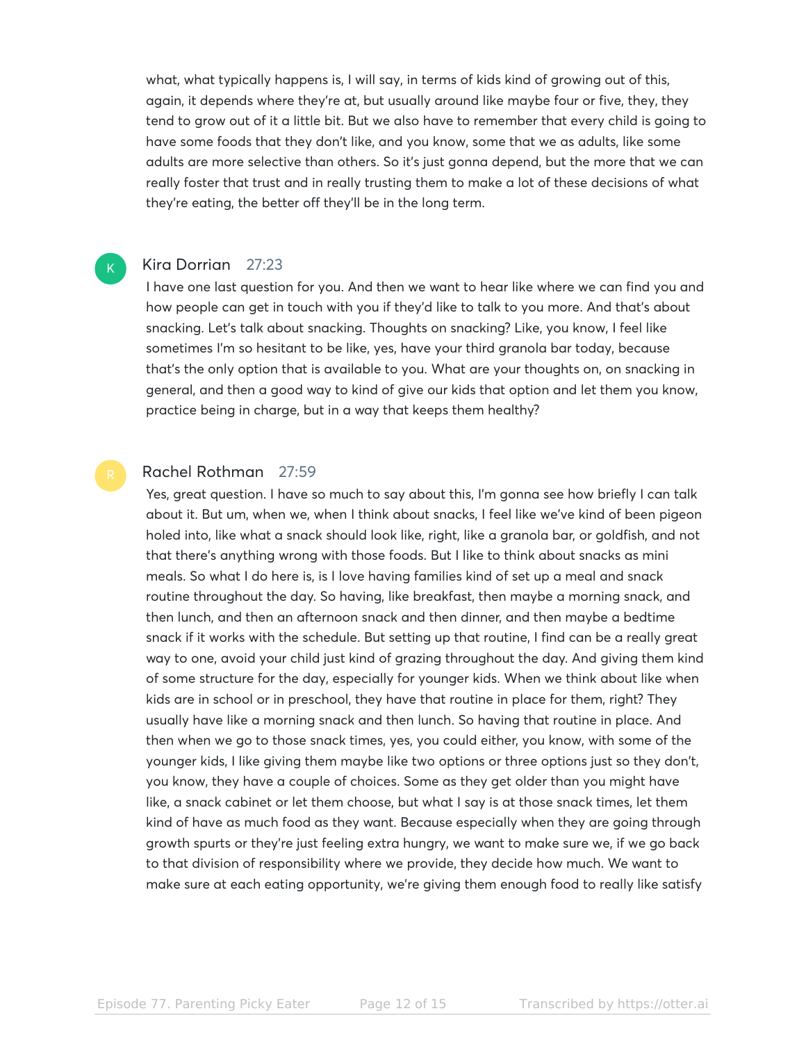what, what typically happens is, I will say, in terms of kids kind of growing out of this, again, it depends where they're at, but usually around like maybe four or five, they, they tend to grow out of it a little bit. But we also have to remember that every child is going to have some foods that they don't like, and you know, some that we as adults, like some adults are more selective than others. So it's just gonna depend, but the more that we can really foster that trust and in really trusting them to make a lot of these decisions of what they're eating, the better off they'll be in the long term.

**Kira Dorrian** 27:23

I have one last question for you. And then we want to hear like where we can find you and how people can get in touch with you if they'd like to talk to you more. And that's about snacking. Let's talk about snacking. Thoughts on snacking? Like, you know, I feel like sometimes I'm so hesitant to be like, yes, have your third granola bar today, because that's the only option that is available to you. What are your thoughts on, on snacking in general, and then a good way to kind of give our kids that option and let them you know, practice being in charge, but in a way that keeps them healthy?

**Rachel Rothman** 27:59

Yes, great question. I have so much to say about this, I'm gonna see how briefly I can talk about it. But um, when we, when I think about snacks, I feel like we've kind of been pigeon holed into, like what a snack should look like, right, like a granola bar, or goldfish, and not that there's anything wrong with those foods. But I like to think about snacks as mini meals. So what I do here is, is I love having families kind of set up a meal and snack routine throughout the day. So having, like breakfast, then maybe a morning snack, and then lunch, and then an afternoon snack and then dinner, and then maybe a bedtime snack if it works with the schedule. But setting up that routine, I find can be a really great way to one, avoid your child just kind of grazing throughout the day. And giving them kind of some structure for the day, especially for younger kids. When we think about like when kids are in school or in preschool, they have that routine in place for them, right? They usually have like a morning snack and then lunch. So having that routine in place. And then when we go to those snack times, yes, you could either, you know, with some of the younger kids, I like giving them maybe like two options or three options just so they don't, you know, they have a couple of choices. Some as they get older than you might have like, a snack cabinet or let them choose, but what I say is at those snack times, let them kind of have as much food as they want. Because especially when they are going through growth spurts or they're just feeling extra hungry, we want to make sure we, if we go back to that division of responsibility where we provide, they decide how much. We want to make sure at each eating opportunity, we're giving them enough food to really like satisfy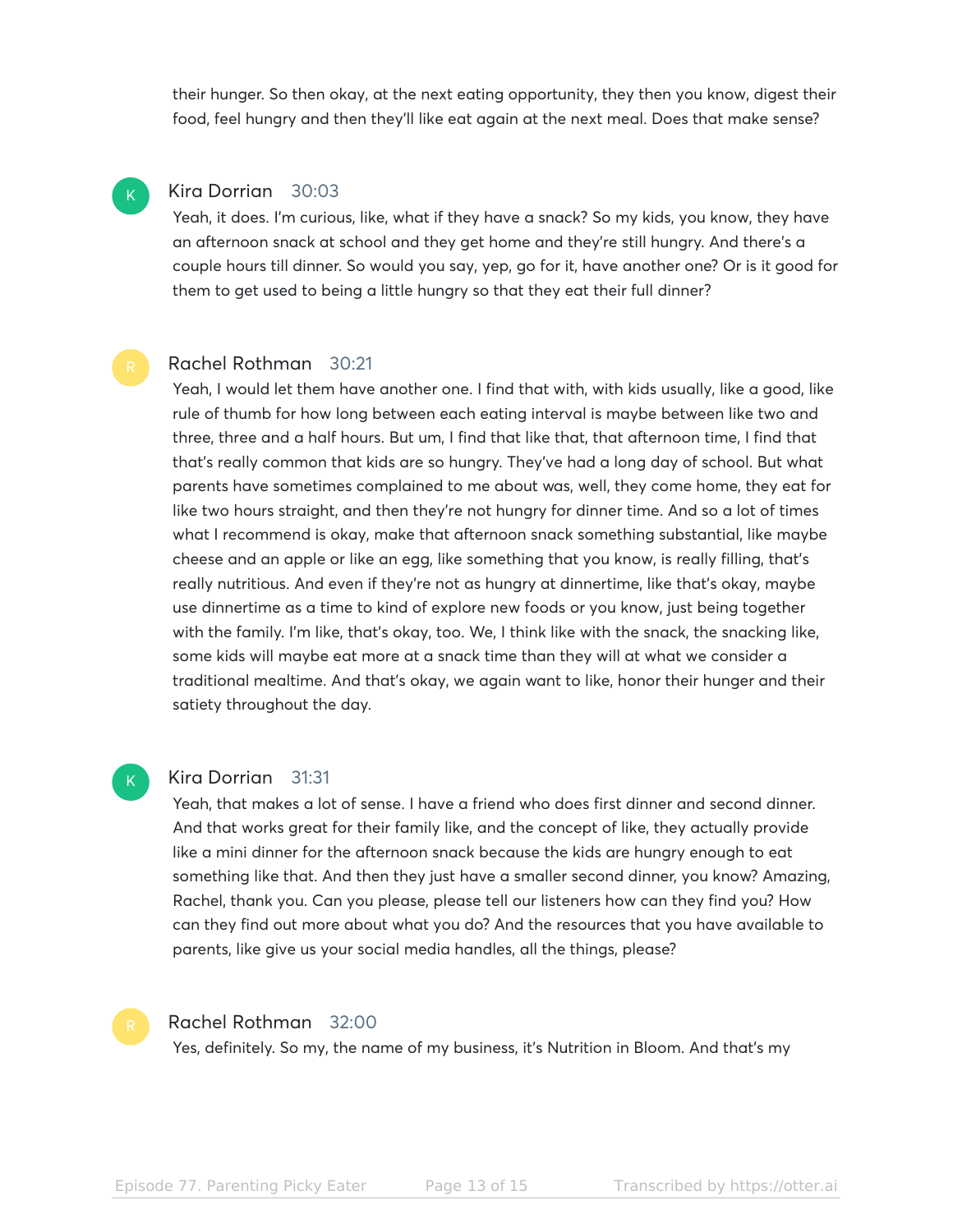their hunger. So then okay, at the next eating opportunity, they then you know, digest their food, feel hungry and then they'll like eat again at the next meal. Does that make sense?

**Kira Dorrian** 30:03

Yeah, it does. I'm curious, like, what if they have a snack? So my kids, you know, they have an afternoon snack at school and they get home and they're still hungry. And there's a couple hours till dinner. So would you say, yep, go for it, have another one? Or is it good for them to get used to being a little hungry so that they eat their full dinner?

**Rachel Rothman** 30:21

Yeah, I would let them have another one. I find that with, with kids usually, like a good, like rule of thumb for how long between each eating interval is maybe between like two and three, three and a half hours. But um, I find that like that, that afternoon time, I find that that's really common that kids are so hungry. They've had a long day of school. But what parents have sometimes complained to me about was, well, they come home, they eat for like two hours straight, and then they're not hungry for dinner time. And so a lot of times what I recommend is okay, make that afternoon snack something substantial, like maybe cheese and an apple or like an egg, like something that you know, is really filling, that's really nutritious. And even if they're not as hungry at dinnertime, like that's okay, maybe use dinnertime as a time to kind of explore new foods or you know, just being together with the family. I'm like, that's okay, too. We, I think like with the snack, the snacking like, some kids will maybe eat more at a snack time than they will at what we consider a traditional mealtime. And that's okay, we again want to like, honor their hunger and their satiety throughout the day.

**Kira Dorrian** 31:31

Yeah, that makes a lot of sense. I have a friend who does first dinner and second dinner. And that works great for their family like, and the concept of like, they actually provide like a mini dinner for the afternoon snack because the kids are hungry enough to eat something like that. And then they just have a smaller second dinner, you know? Amazing, Rachel, thank you. Can you please, please tell our listeners how can they find you? How can they find out more about what you do? And the resources that you have available to parents, like give us your social media handles, all the things, please?

**Rachel Rothman** 32:00

Yes, definitely. So my, the name of my business, it's Nutrition in Bloom. And that's my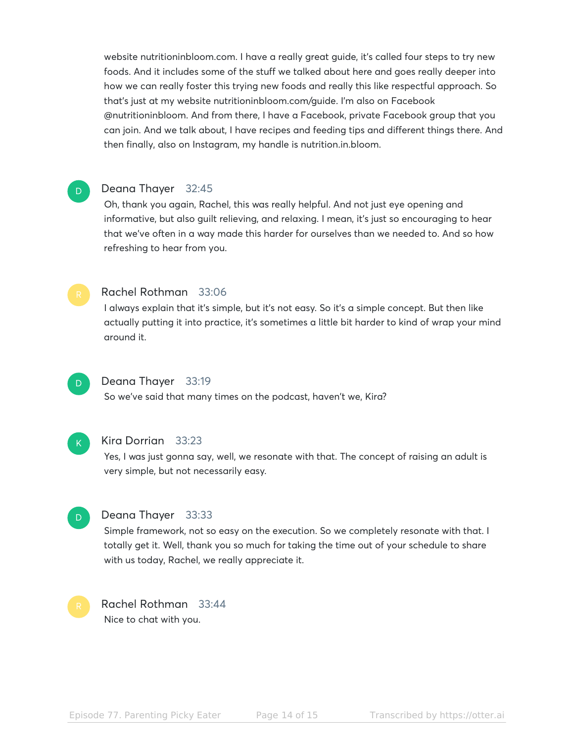website nutritioninbloom.com. I have a really great guide, it's called four steps to try new foods. And it includes some of the stuff we talked about here and goes really deeper into how we can really foster this trying new foods and really this like respectful approach. So that's just at my website nutritioninbloom.com/guide. I'm also on Facebook @nutritioninbloom. And from there, I have a Facebook, private Facebook group that you can join. And we talk about, I have recipes and feeding tips and different things there. And then finally, also on Instagram, my handle is nutrition.in.bloom.

**Deana Thayer** 32:45

Oh, thank you again, Rachel, this was really helpful. And not just eye opening and informative, but also guilt relieving, and relaxing. I mean, it's just so encouraging to hear that we've often in a way made this harder for ourselves than we needed to. And so how refreshing to hear from you.

**Rachel Rothman** 33:06

I always explain that it's simple, but it's not easy. So it's a simple concept. But then like actually putting it into practice, it's sometimes a little bit harder to kind of wrap your mind around it.

**Deana Thayer** 33:19

So we've said that many times on the podcast, haven't we, Kira?

**Kira Dorrian** 33:23

Yes, I was just gonna say, well, we resonate with that. The concept of raising an adult is very simple, but not necessarily easy.

**Deana Thayer** 33:33

Simple framework, not so easy on the execution. So we completely resonate with that. I totally get it. Well, thank you so much for taking the time out of your schedule to share with us today, Rachel, we really appreciate it.

**Rachel Rothman** 33:44

Nice to chat with you.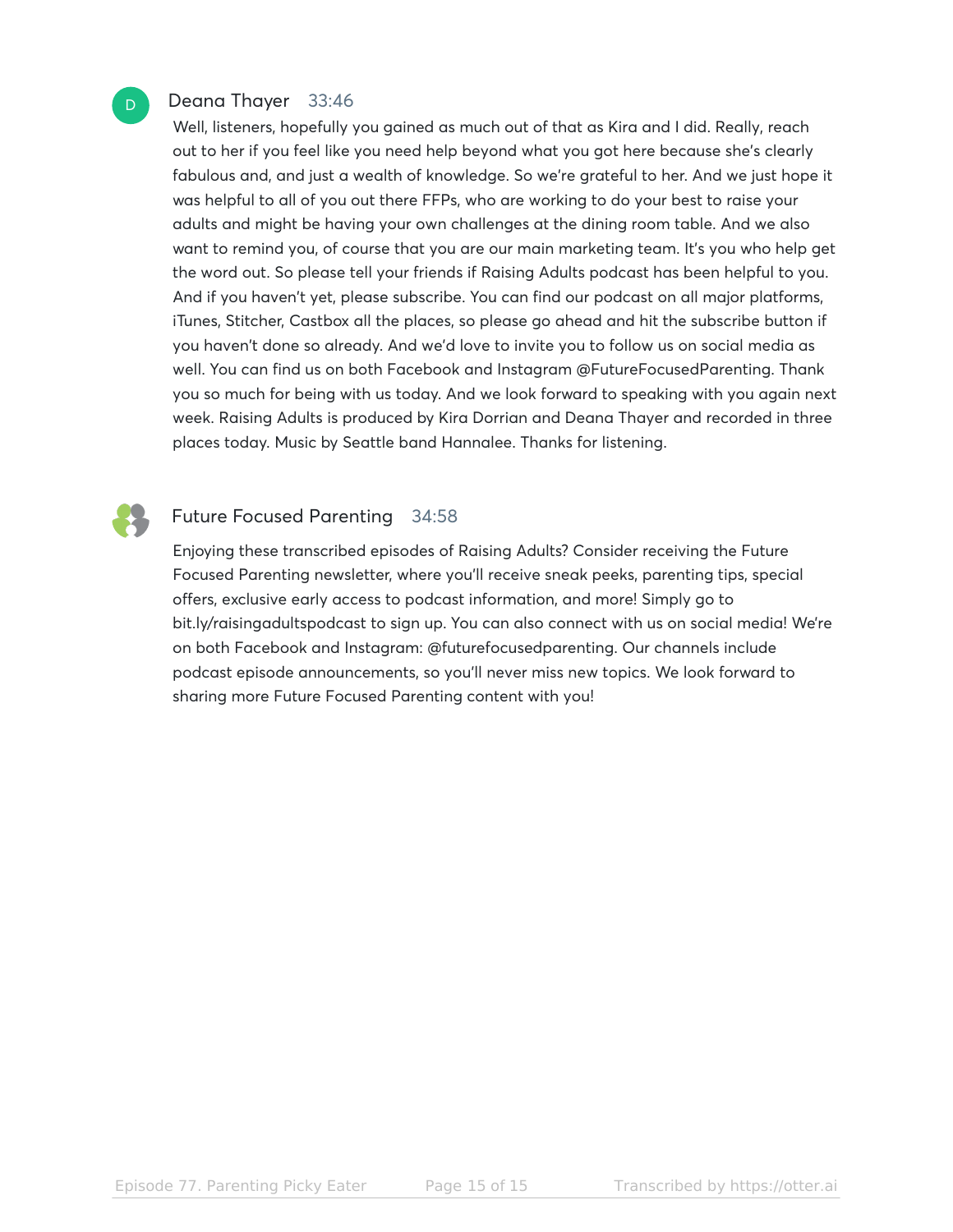Deana Thayer 33:46

Well, listeners, hopefully you gained as much out of that as Kira and I did. Really, reach out to her if you feel like you need help beyond what you got here because she's clearly fabulous and, and just a wealth of knowledge. So we're grateful to her. And we just hope it was helpful to all of you out there FFPs, who are working to do your best to raise your adults and might be having your own challenges at the dining room table. And we also want to remind you, of course that you are our main marketing team. It's you who help get the word out. So please tell your friends if Raising Adults podcast has been helpful to you. And if you haven't yet, please subscribe. You can find our podcast on all major platforms, iTunes, Stitcher, Castbox all the places, so please go ahead and hit the subscribe button if you haven't done so already. And we'd love to invite you to follow us on social media as well. You can find us on both Facebook and Instagram @FutureFocusedParenting. Thank you so much for being with us today. And we look forward to speaking with you again next week. Raising Adults is produced by Kira Dorrian and Deana Thayer and recorded in three places today. Music by Seattle band Hannalee. Thanks for listening.

Future Focused Parenting 34:58

Enjoying these transcribed episodes of Raising Adults? Consider receiving the Future Focused Parenting newsletter, where you'll receive sneak peeks, parenting tips, special offers, exclusive early access to podcast information, and more! Simply go to bit.ly/raisingadultspodcast to sign up. You can also connect with us on social media! We're on both Facebook and Instagram: @futurefocusedparenting. Our channels include podcast episode announcements, so you'll never miss new topics. We look forward to sharing more Future Focused Parenting content with you!